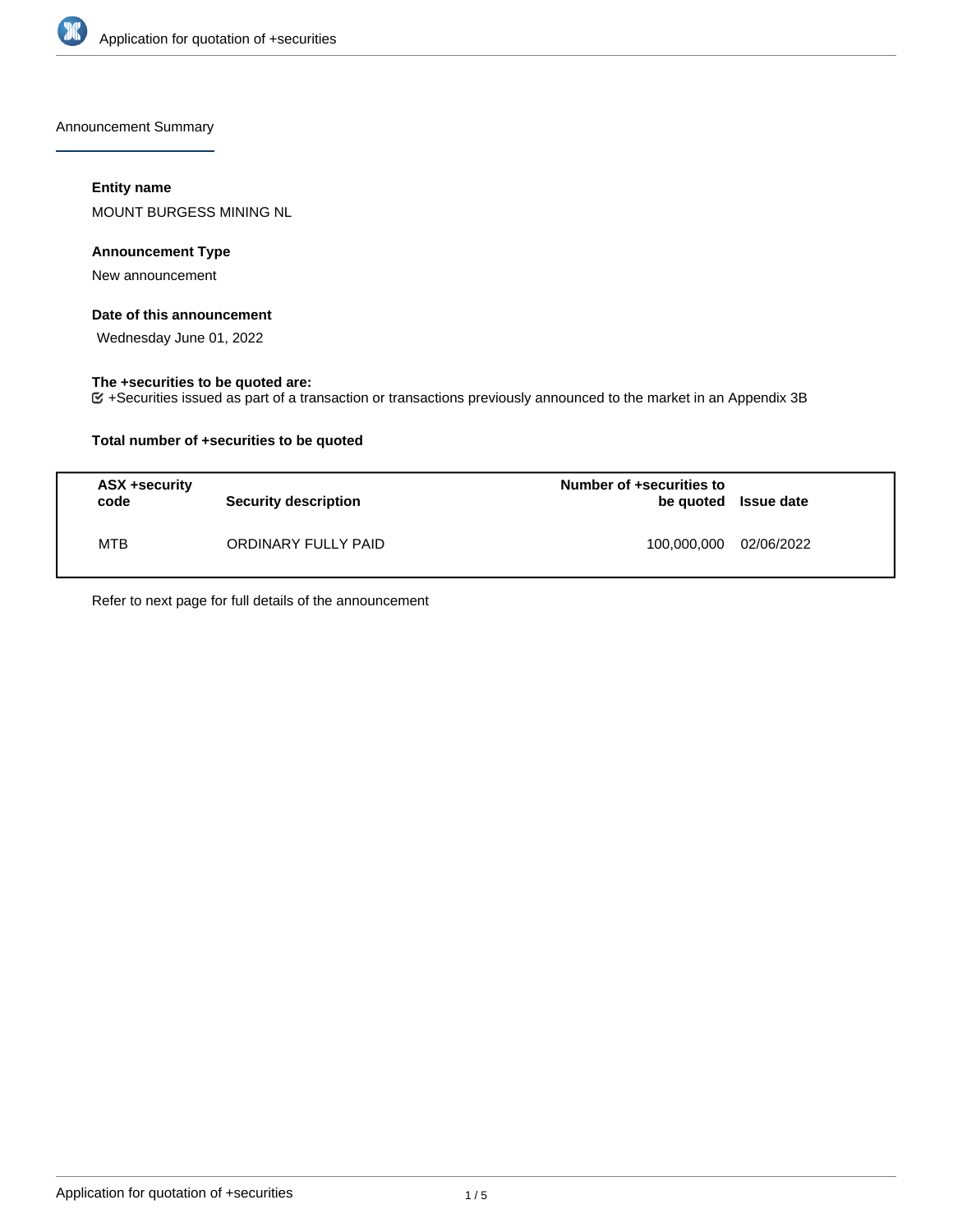Announcement Summary

**Entity name**

MOUNT BURGESS MINING NL

**Announcement Type**

New announcement

**Date of this announcement**

Wednesday June 01, 2022

**The +securities to be quoted are:**

+Securities issued as part of a transaction or transactions previously announced to the market in an Appendix 3B

**Total number of +securities to be quoted**

| ASX +security code | Security description | Number of +securities to be quoted | Issue date |
| --- | --- | --- | --- |
| MTB | ORDINARY FULLY PAID | 100,000,000 | 02/06/2022 |

Refer to next page for full details of the announcement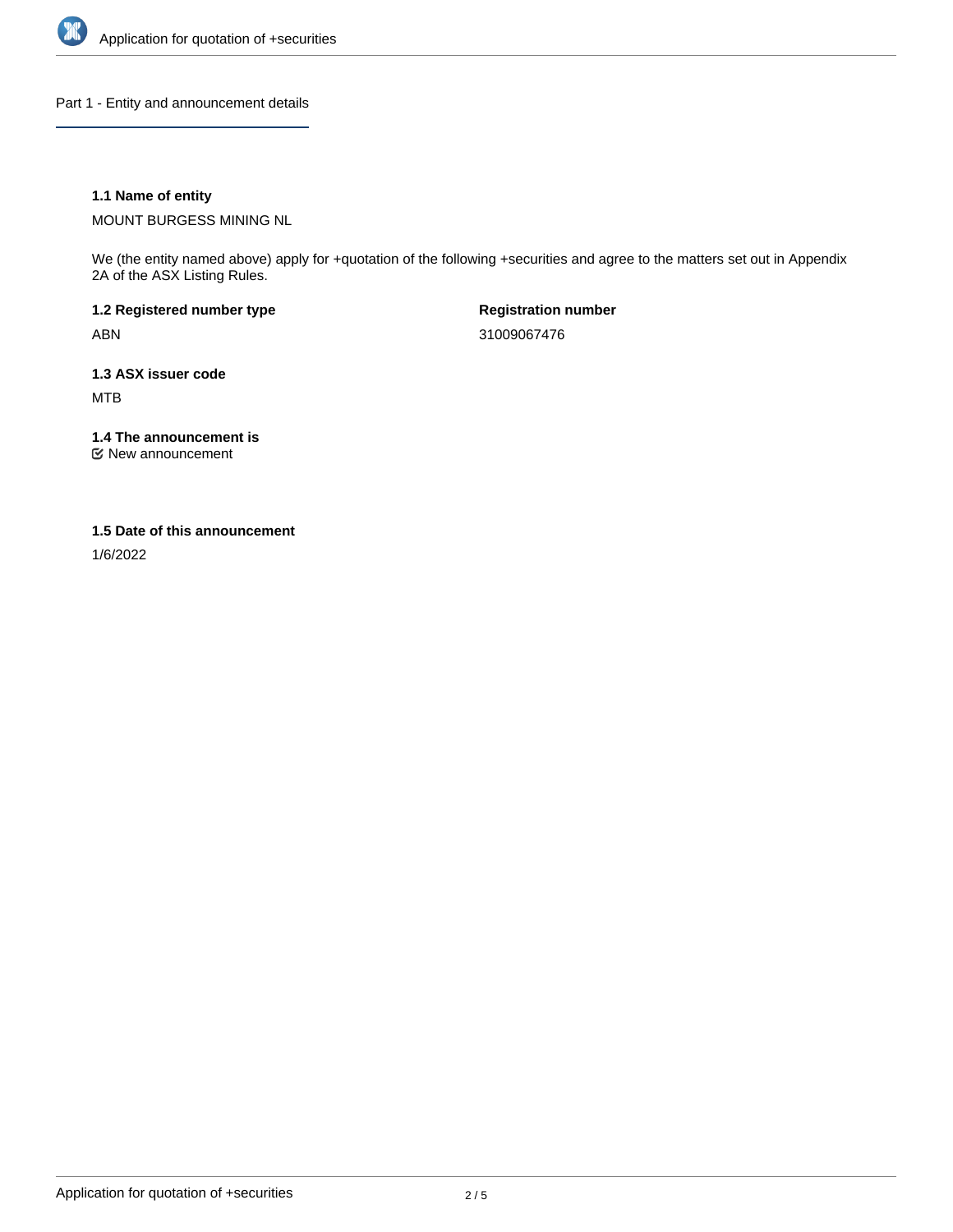## Part 1 - Entity and announcement details

### 1.1 Name of entity

MOUNT BURGESS MINING NL

We (the entity named above) apply for +quotation of the following +securities and agree to the matters set out in Appendix 2A of the ASX Listing Rules.

**1.2 Registered number type**

ABN

**Registration number**

31009067476

### 1.3 ASX issuer code

MTB

### 1.4 The announcement is

☑ New announcement

### 1.5 Date of this announcement

1/6/2022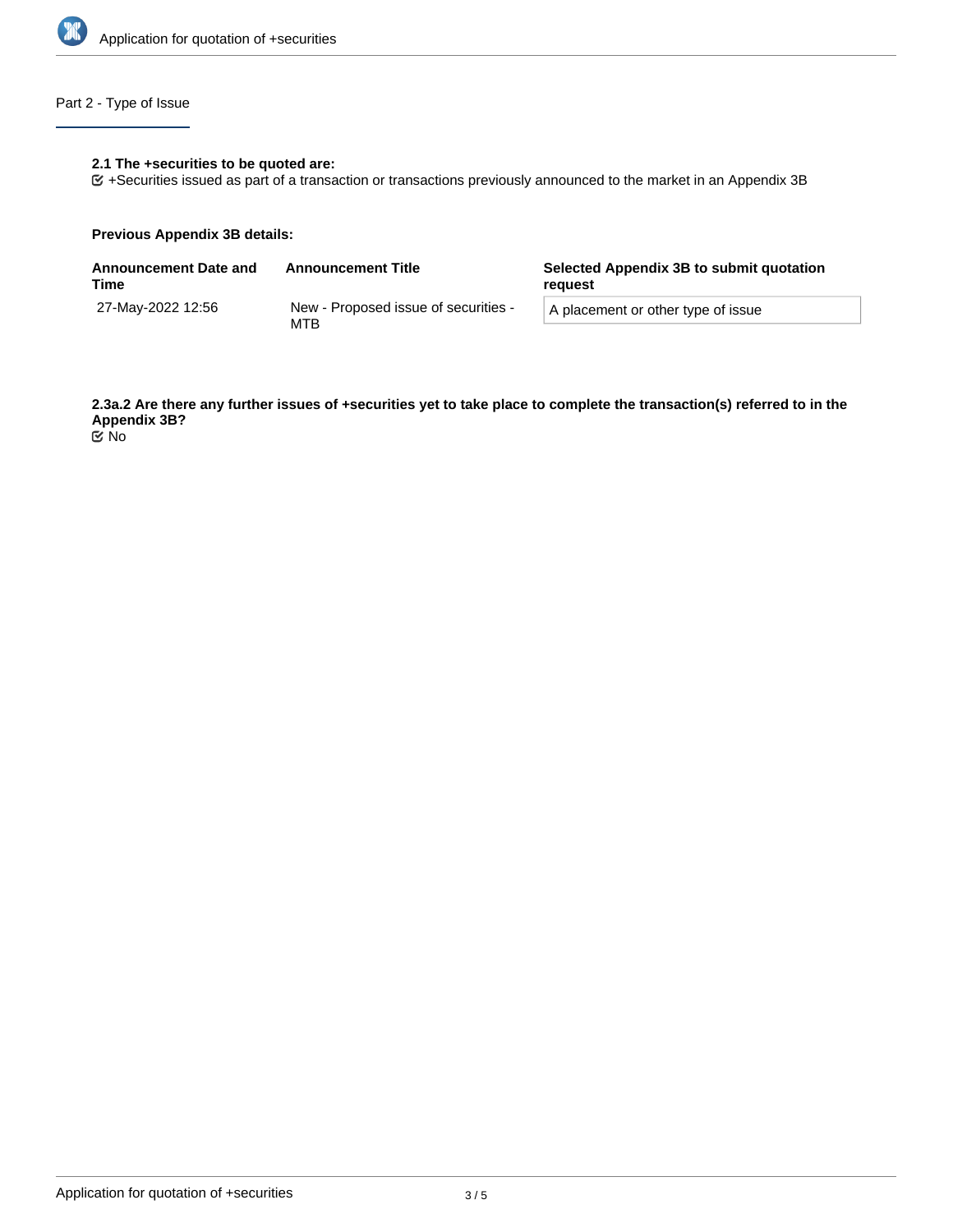## Part 2 - Type of Issue

**2.1 The +securities to be quoted are:**

+Securities issued as part of a transaction or transactions previously announced to the market in an Appendix 3B

**Previous Appendix 3B details:**

| Announcement Date and Time | Announcement Title | Selected Appendix 3B to submit quotation request |
| --- | --- | --- |
| 27-May-2022 12:56 | New - Proposed issue of securities - MTB | A placement or other type of issue |

**2.3a.2 Are there any further issues of +securities yet to take place to complete the transaction(s) referred to in the Appendix 3B?**

No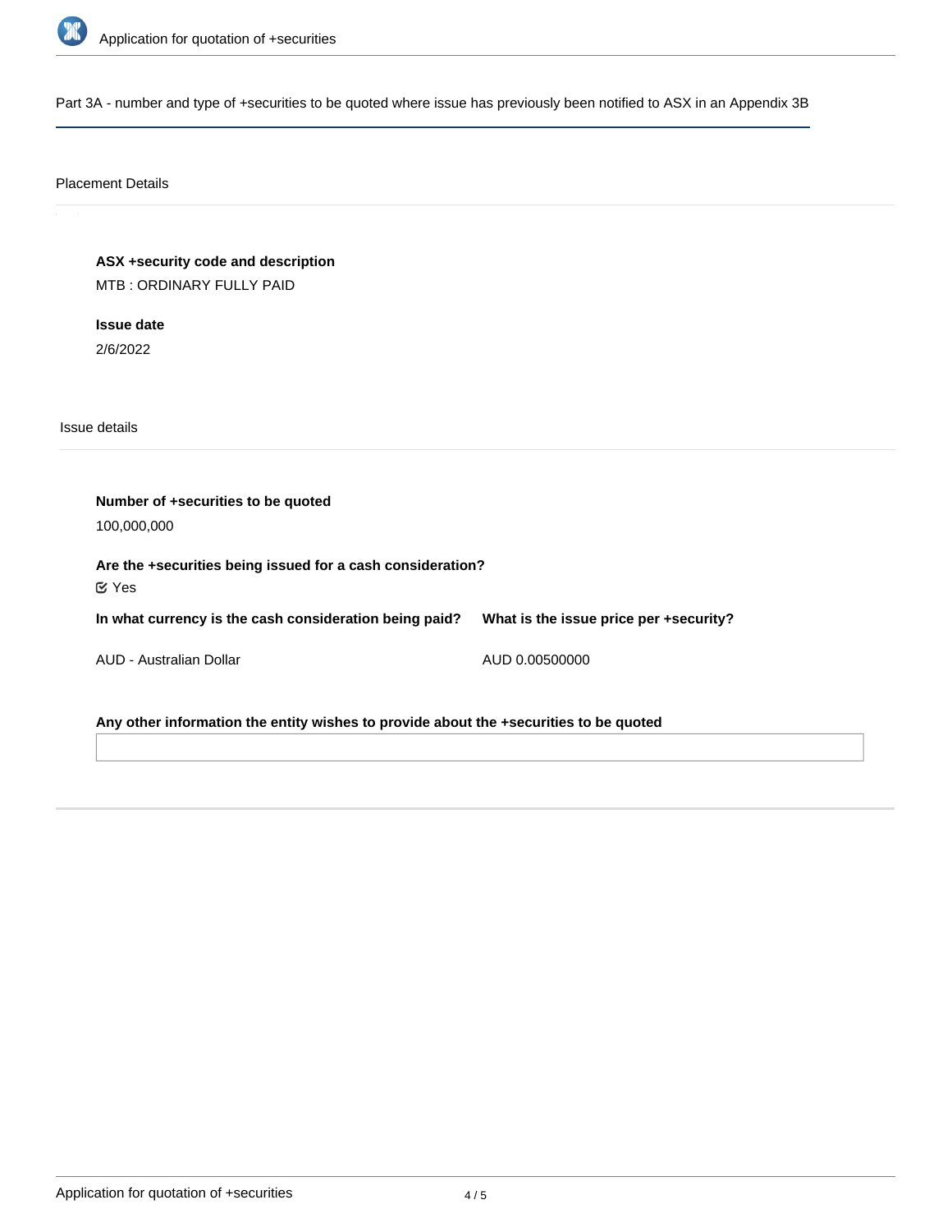## Part 3A - number and type of +securities to be quoted where issue has previously been notified to ASX in an Appendix 3B

### Placement Details

**ASX +security code and description**

MTB : ORDINARY FULLY PAID

**Issue date**

2/6/2022

### Issue details

**Number of +securities to be quoted**

100,000,000

**Are the +securities being issued for a cash consideration?**

☑ Yes

| In what currency is the cash consideration being paid? | What is the issue price per +security? |
| --- | --- |
| AUD - Australian Dollar | AUD 0.00500000 |

**Any other information the entity wishes to provide about the +securities to be quoted**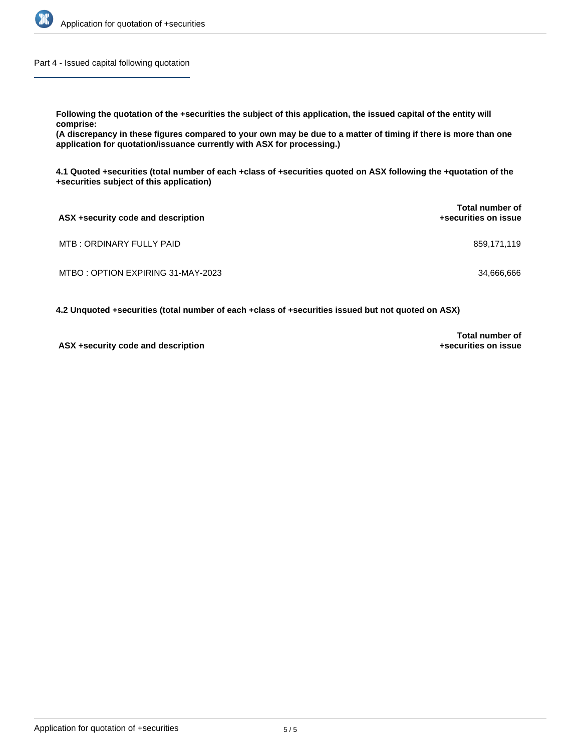## Part 4 - Issued capital following quotation

**Following the quotation of the +securities the subject of this application, the issued capital of the entity will comprise:**
**(A discrepancy in these figures compared to your own may be due to a matter of timing if there is more than one application for quotation/issuance currently with ASX for processing.)**

**4.1 Quoted +securities (total number of each +class of +securities quoted on ASX following the +quotation of the +securities subject of this application)**

| ASX +security code and description | Total number of +securities on issue |
| --- | --- |
| MTB : ORDINARY FULLY PAID | 859,171,119 |
| MTBO : OPTION EXPIRING 31-MAY-2023 | 34,666,666 |

**4.2 Unquoted +securities (total number of each +class of +securities issued but not quoted on ASX)**

| ASX +security code and description | Total number of +securities on issue |
| --- | --- |